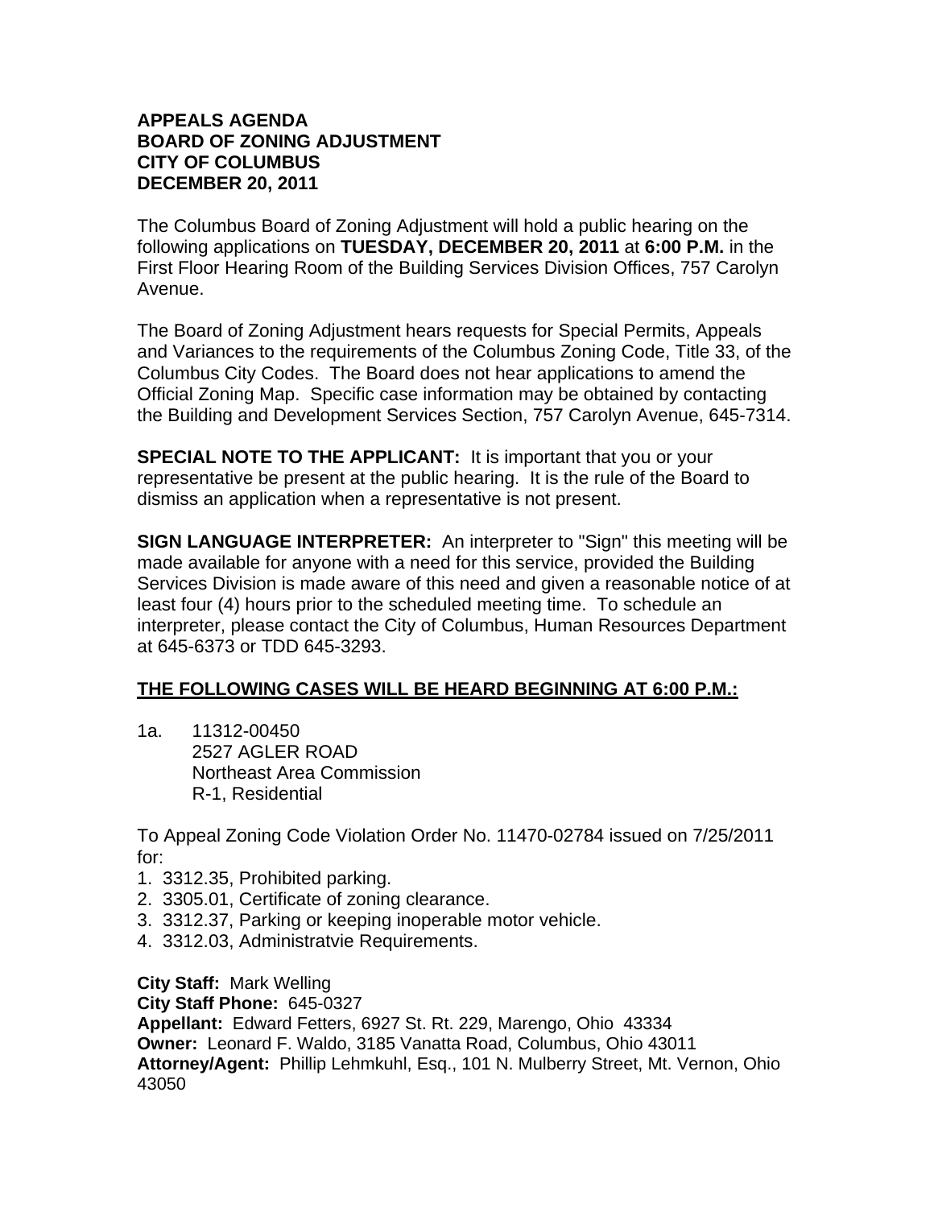**APPEALS AGENDA**
**BOARD OF ZONING ADJUSTMENT**
**CITY OF COLUMBUS**
**DECEMBER 20, 2011**

The Columbus Board of Zoning Adjustment will hold a public hearing on the following applications on **TUESDAY, DECEMBER 20, 2011** at **6:00 P.M.** in the First Floor Hearing Room of the Building Services Division Offices, 757 Carolyn Avenue.

The Board of Zoning Adjustment hears requests for Special Permits, Appeals and Variances to the requirements of the Columbus Zoning Code, Title 33, of the Columbus City Codes. The Board does not hear applications to amend the Official Zoning Map. Specific case information may be obtained by contacting the Building and Development Services Section, 757 Carolyn Avenue, 645-7314.

**SPECIAL NOTE TO THE APPLICANT:** It is important that you or your representative be present at the public hearing. It is the rule of the Board to dismiss an application when a representative is not present.

**SIGN LANGUAGE INTERPRETER:** An interpreter to "Sign" this meeting will be made available for anyone with a need for this service, provided the Building Services Division is made aware of this need and given a reasonable notice of at least four (4) hours prior to the scheduled meeting time. To schedule an interpreter, please contact the City of Columbus, Human Resources Department at 645-6373 or TDD 645-3293.

**THE FOLLOWING CASES WILL BE HEARD BEGINNING AT 6:00 P.M.:**

1a. 11312-00450
2527 AGLER ROAD
Northeast Area Commission
R-1, Residential

To Appeal Zoning Code Violation Order No. 11470-02784 issued on 7/25/2011 for:

1. 3312.35, Prohibited parking.
2. 3305.01, Certificate of zoning clearance.
3. 3312.37, Parking or keeping inoperable motor vehicle.
4. 3312.03, Administratvie Requirements.

**City Staff:** Mark Welling
**City Staff Phone:** 645-0327
**Appellant:** Edward Fetters, 6927 St. Rt. 229, Marengo, Ohio 43334
**Owner:** Leonard F. Waldo, 3185 Vanatta Road, Columbus, Ohio 43011
**Attorney/Agent:** Phillip Lehmkuhl, Esq., 101 N. Mulberry Street, Mt. Vernon, Ohio 43050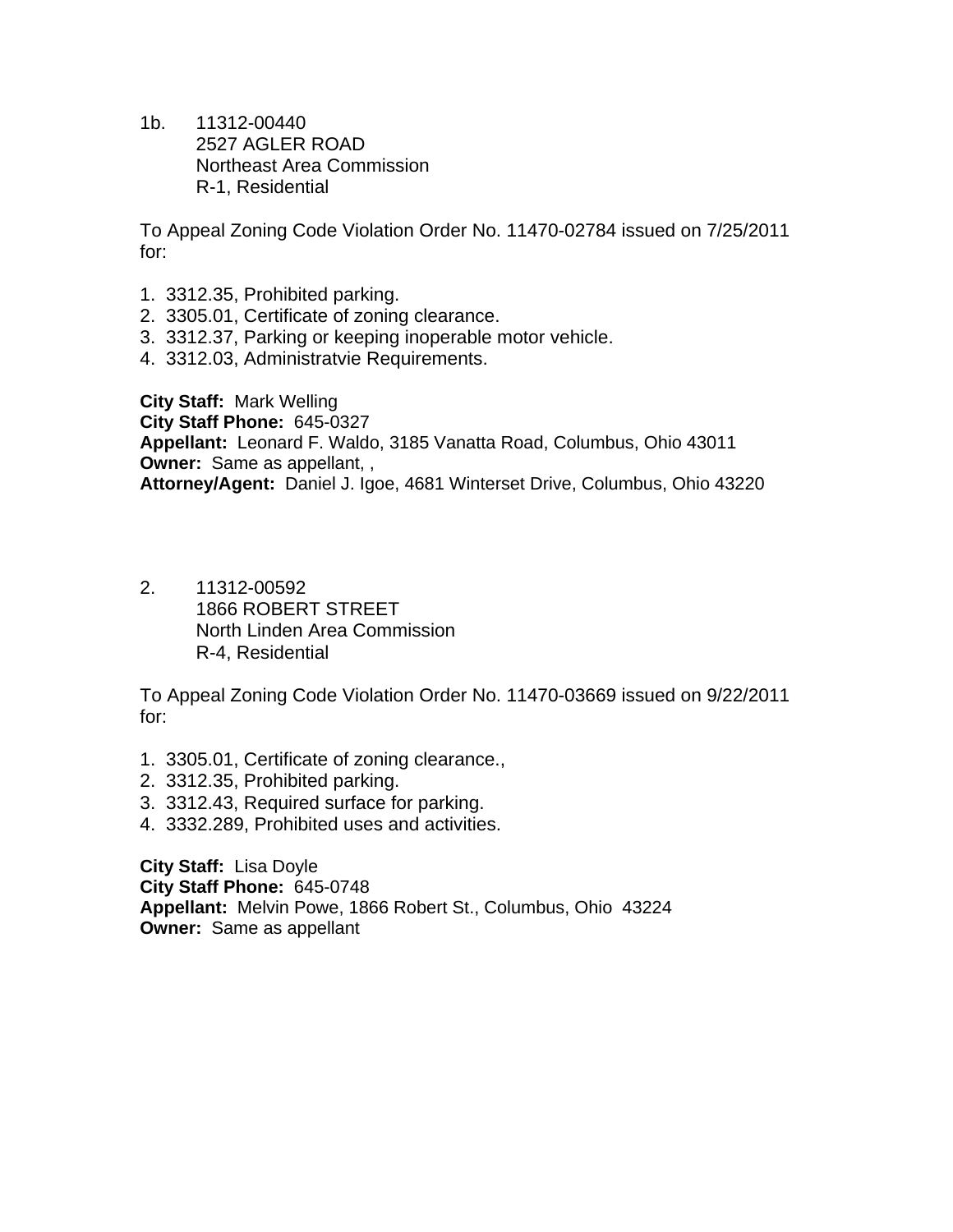1b. 11312-00440
2527 AGLER ROAD
Northeast Area Commission
R-1, Residential

To Appeal Zoning Code Violation Order No. 11470-02784 issued on 7/25/2011 for:

1. 3312.35, Prohibited parking.
2. 3305.01, Certificate of zoning clearance.
3. 3312.37, Parking or keeping inoperable motor vehicle.
4. 3312.03, Administratvie Requirements.

**City Staff:** Mark Welling
**City Staff Phone:** 645-0327
**Appellant:** Leonard F. Waldo, 3185 Vanatta Road, Columbus, Ohio 43011
**Owner:** Same as appellant, ,
**Attorney/Agent:** Daniel J. Igoe, 4681 Winterset Drive, Columbus, Ohio 43220

2. 11312-00592
1866 ROBERT STREET
North Linden Area Commission
R-4, Residential

To Appeal Zoning Code Violation Order No. 11470-03669 issued on 9/22/2011 for:

1. 3305.01, Certificate of zoning clearance.,
2. 3312.35, Prohibited parking.
3. 3312.43, Required surface for parking.
4. 3332.289, Prohibited uses and activities.

**City Staff:** Lisa Doyle
**City Staff Phone:** 645-0748
**Appellant:** Melvin Powe, 1866 Robert St., Columbus, Ohio 43224
**Owner:** Same as appellant